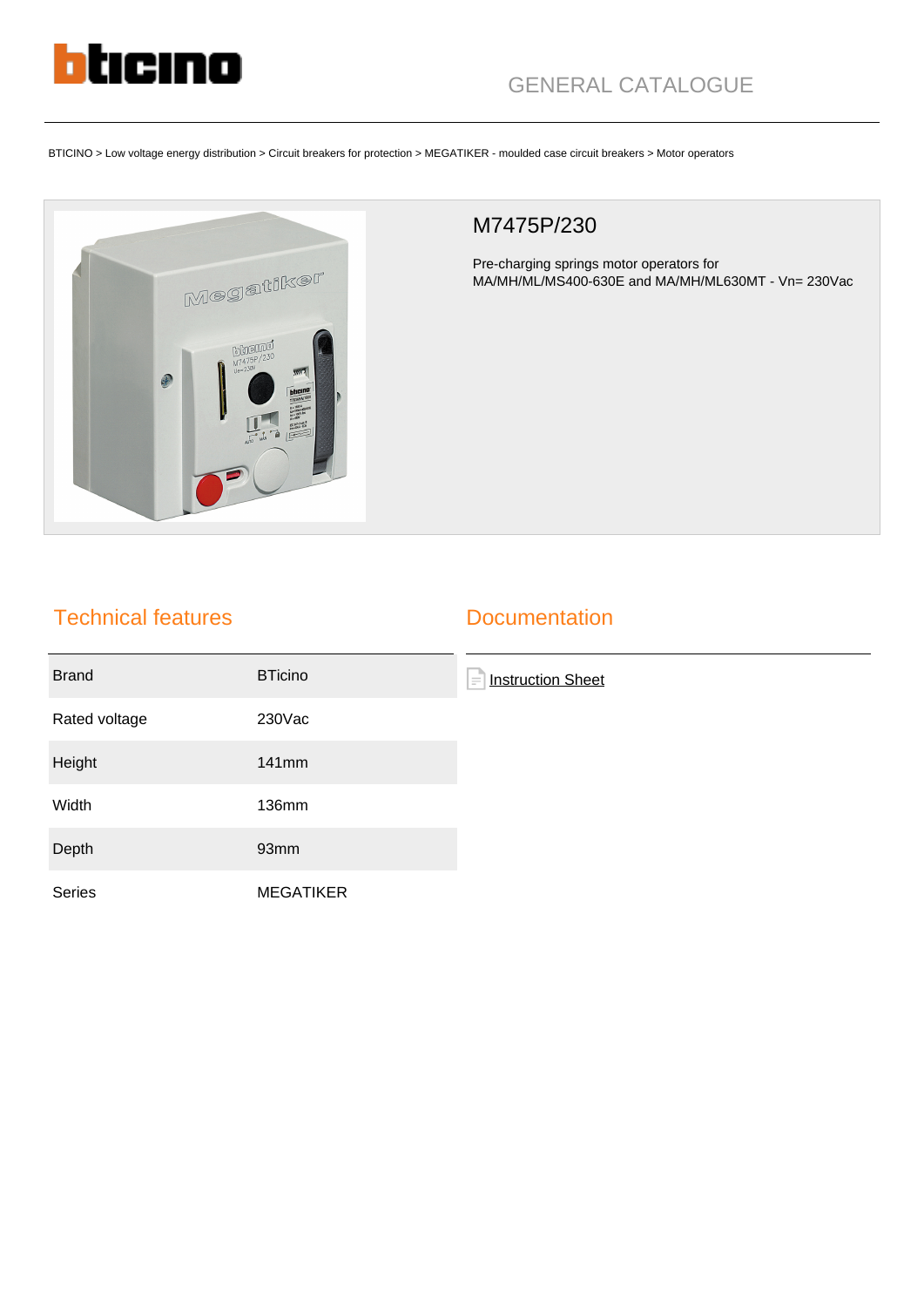GENERAL CATALOGUE

BTICINO > Low voltage energy distribution > Circuit breakers for protection > MEGATIKER - moulded case circuit breakers > Motor operators

# M7475P/230

Pre-charging springs motor operators for MA/MH/ML/MS400-630E and MA/MH/ML630MT - Vn= 230Vac

## Technical features

| | |
|---|---|
| Brand | BTicino |
| Rated voltage | 230Vac |
| Height | 141mm |
| Width | 136mm |
| Depth | 93mm |
| Series | MEGATIKER |

## Documentation

Instruction Sheet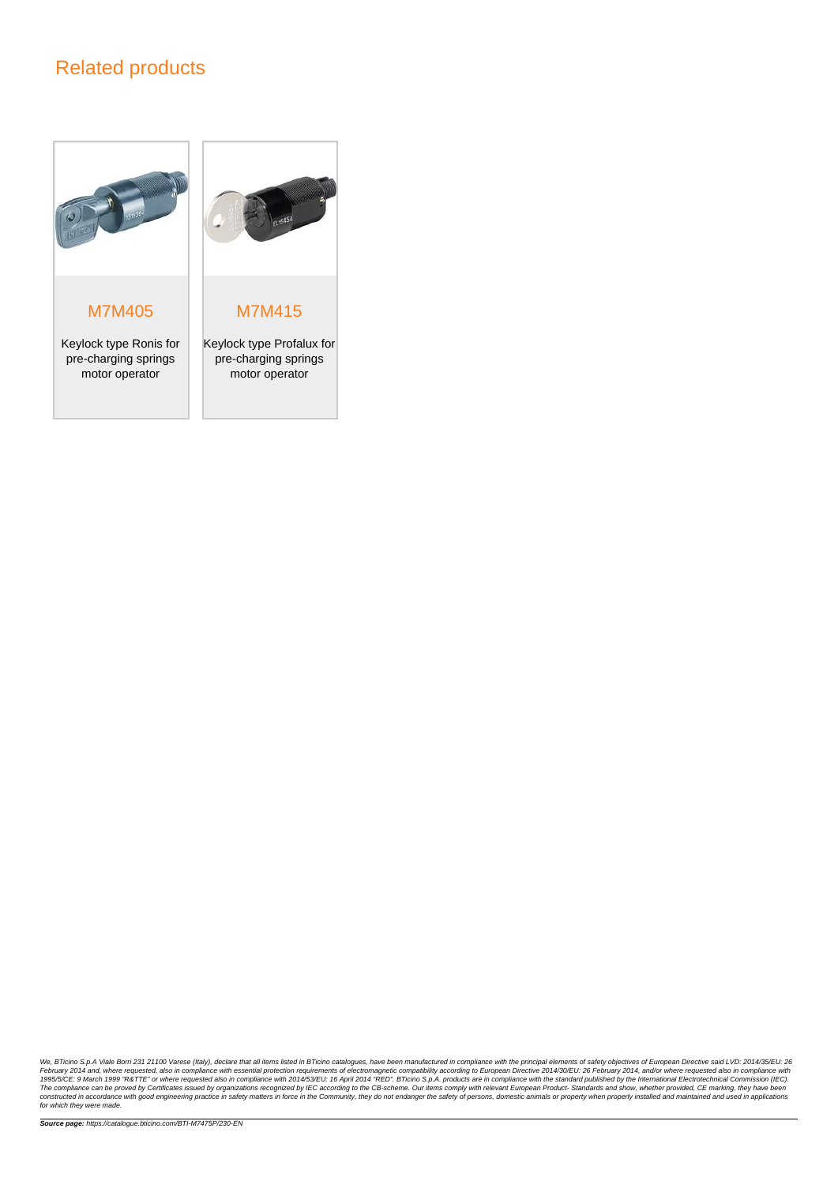## Related products

### M7M405

Keylock type Ronis for pre-charging springs motor operator

### M7M415

Keylock type Profalux for pre-charging springs motor operator

*We, BTicino S.p.A Viale Borri 231 21100 Varese (Italy), declare that all items listed in BTicino catalogues, have been manufactured in compliance with the principal elements of safety objectives of European Directive said LVD: 2014/35/EU: 26 February 2014 and, where requested, also in compliance with essential protection requirements of electromagnetic compatibility according to European Directive 2014/30/EU: 26 February 2014, and/or where requested also in compliance with 1995/5/CE: 9 March 1999 "R&TTE" or where requested also in compliance with 2014/53/EU: 16 April 2014 "RED". BTicino S.p.A. products are in compliance with the standard published by the International Electrotechnical Commission (IEC). The compliance can be proved by Certificates issued by organizations recognized by IEC according to the CB-scheme. Our items comply with relevant European Product- Standards and show, whether provided, CE marking, they have been constructed in accordance with good engineering practice in safety matters in force in the Community, they do not endanger the safety of persons, domestic animals or property when properly installed and maintained and used in applications for which they were made.*

**Source page:** https://catalogue.bticino.com/BTI-M7475P/230-EN